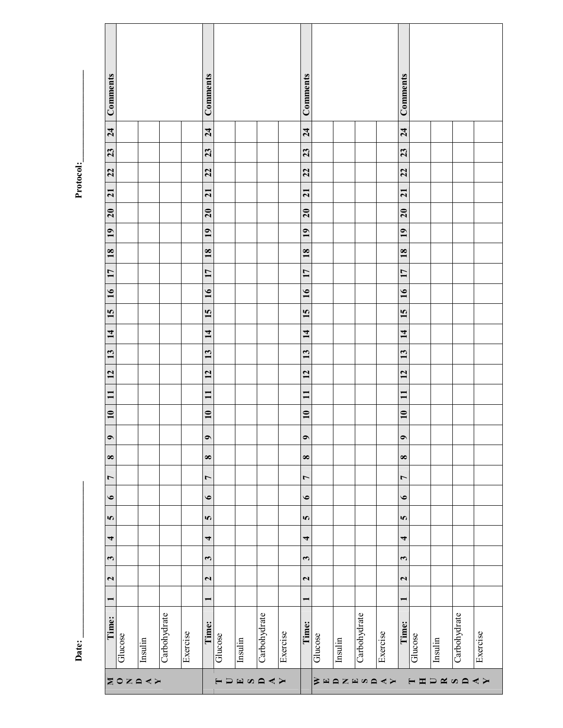Date: ______________________ Protocol: ______________

| MONDAY | Time: | 1 | 2 | 3 | 4 | 5 | 6 | 7 | 8 | 9 | 10 | 11 | 12 | 13 | 14 | 15 | 16 | 17 | 18 | 19 | 20 | 21 | 22 | 23 | 24 | Comments |
|---|---|---|---|---|---|---|---|---|---|---|---|---|---|---|---|---|---|---|---|---|---|---|---|---|---|---|
| | Glucose | | | | | | | | | | | | | | | | | | | | | | | | | |
| | Insulin | | | | | | | | | | | | | | | | | | | | | | | | | |
| | Carbohydrate | | | | | | | | | | | | | | | | | | | | | | | | | |
| | Exercise | | | | | | | | | | | | | | | | | | | | | | | | | |

| TUESDAY | Time: | 1 | 2 | 3 | 4 | 5 | 6 | 7 | 8 | 9 | 10 | 11 | 12 | 13 | 14 | 15 | 16 | 17 | 18 | 19 | 20 | 21 | 22 | 23 | 24 | Comments |
|---|---|---|---|---|---|---|---|---|---|---|---|---|---|---|---|---|---|---|---|---|---|---|---|---|---|---|
| | Glucose | | | | | | | | | | | | | | | | | | | | | | | | | |
| | Insulin | | | | | | | | | | | | | | | | | | | | | | | | | |
| | Carbohydrate | | | | | | | | | | | | | | | | | | | | | | | | | |
| | Exercise | | | | | | | | | | | | | | | | | | | | | | | | | |

| WEDNESDAY | Time: | 1 | 2 | 3 | 4 | 5 | 6 | 7 | 8 | 9 | 10 | 11 | 12 | 13 | 14 | 15 | 16 | 17 | 18 | 19 | 20 | 21 | 22 | 23 | 24 | Comments |
|---|---|---|---|---|---|---|---|---|---|---|---|---|---|---|---|---|---|---|---|---|---|---|---|---|---|---|
| | Glucose | | | | | | | | | | | | | | | | | | | | | | | | | |
| | Insulin | | | | | | | | | | | | | | | | | | | | | | | | | |
| | Carbohydrate | | | | | | | | | | | | | | | | | | | | | | | | | |
| | Exercise | | | | | | | | | | | | | | | | | | | | | | | | | |

| THURSDAY | Time: | 1 | 2 | 3 | 4 | 5 | 6 | 7 | 8 | 9 | 10 | 11 | 12 | 13 | 14 | 15 | 16 | 17 | 18 | 19 | 20 | 21 | 22 | 23 | 24 | Comments |
|---|---|---|---|---|---|---|---|---|---|---|---|---|---|---|---|---|---|---|---|---|---|---|---|---|---|---|
| | Glucose | | | | | | | | | | | | | | | | | | | | | | | | | |
| | Insulin | | | | | | | | | | | | | | | | | | | | | | | | | |
| | Carbohydrate | | | | | | | | | | | | | | | | | | | | | | | | | |
| | Exercise | | | | | | | | | | | | | | | | | | | | | | | | | |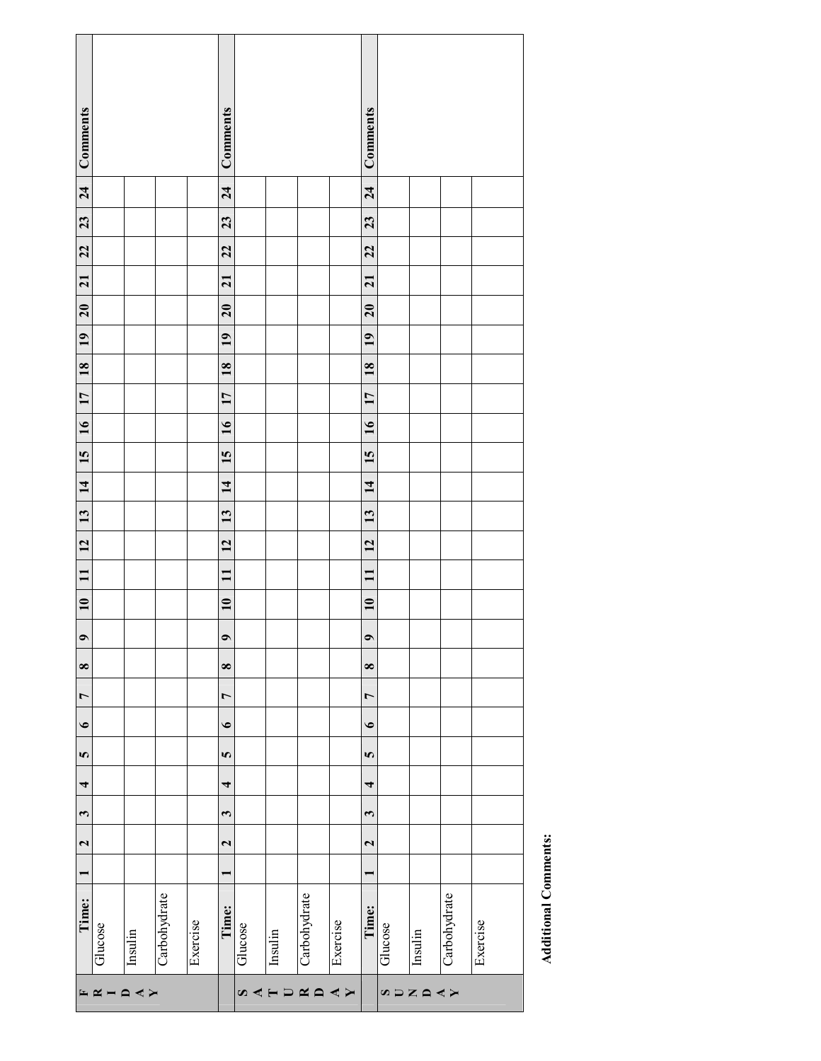| FRIDAY | Time: | 1 | 2 | 3 | 4 | 5 | 6 | 7 | 8 | 9 | 10 | 11 | 12 | 13 | 14 | 15 | 16 | 17 | 18 | 19 | 20 | 21 | 22 | 23 | 24 | Comments |
|---|---|---|---|---|---|---|---|---|---|---|---|---|---|---|---|---|---|---|---|---|---|---|---|---|---|---|
| | Glucose | | | | | | | | | | | | | | | | | | | | | | | | | |
| | Insulin | | | | | | | | | | | | | | | | | | | | | | | | | |
| | Carbohydrate | | | | | | | | | | | | | | | | | | | | | | | | | |
| | Exercise | | | | | | | | | | | | | | | | | | | | | | | | | |

| SATURDAY | Time: | 1 | 2 | 3 | 4 | 5 | 6 | 7 | 8 | 9 | 10 | 11 | 12 | 13 | 14 | 15 | 16 | 17 | 18 | 19 | 20 | 21 | 22 | 23 | 24 | Comments |
|---|---|---|---|---|---|---|---|---|---|---|---|---|---|---|---|---|---|---|---|---|---|---|---|---|---|---|
| | Glucose | | | | | | | | | | | | | | | | | | | | | | | | | |
| | Insulin | | | | | | | | | | | | | | | | | | | | | | | | | |
| | Carbohydrate | | | | | | | | | | | | | | | | | | | | | | | | | |
| | Exercise | | | | | | | | | | | | | | | | | | | | | | | | | |

| SUNDAY | Time: | 1 | 2 | 3 | 4 | 5 | 6 | 7 | 8 | 9 | 10 | 11 | 12 | 13 | 14 | 15 | 16 | 17 | 18 | 19 | 20 | 21 | 22 | 23 | 24 | Comments |
|---|---|---|---|---|---|---|---|---|---|---|---|---|---|---|---|---|---|---|---|---|---|---|---|---|---|---|
| | Glucose | | | | | | | | | | | | | | | | | | | | | | | | | |
| | Insulin | | | | | | | | | | | | | | | | | | | | | | | | | |
| | Carbohydrate | | | | | | | | | | | | | | | | | | | | | | | | | |
| | Exercise | | | | | | | | | | | | | | | | | | | | | | | | | |

**Additional Comments:**